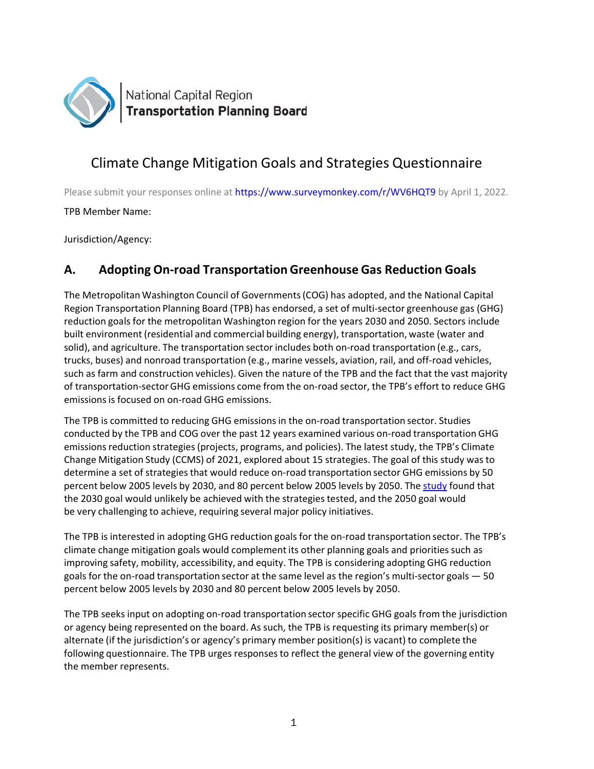National Capital Region
**Transportation Planning Board**

# Climate Change Mitigation Goals and Strategies Questionnaire

Please submit your responses online at https://www.surveymonkey.com/r/WV6HQT9 by April 1, 2022.

TPB Member Name:

Jurisdiction/Agency:

## A. Adopting On-road Transportation Greenhouse Gas Reduction Goals

The Metropolitan Washington Council of Governments (COG) has adopted, and the National Capital Region Transportation Planning Board (TPB) has endorsed, a set of multi-sector greenhouse gas (GHG) reduction goals for the metropolitan Washington region for the years 2030 and 2050. Sectors include built environment (residential and commercial building energy), transportation, waste (water and solid), and agriculture. The transportation sector includes both on-road transportation (e.g., cars, trucks, buses) and nonroad transportation (e.g., marine vessels, aviation, rail, and off-road vehicles, such as farm and construction vehicles). Given the nature of the TPB and the fact that the vast majority of transportation-sector GHG emissions come from the on-road sector, the TPB's effort to reduce GHG emissions is focused on on-road GHG emissions.

The TPB is committed to reducing GHG emissions in the on-road transportation sector. Studies conducted by the TPB and COG over the past 12 years examined various on-road transportation GHG emissions reduction strategies (projects, programs, and policies). The latest study, the TPB's Climate Change Mitigation Study (CCMS) of 2021, explored about 15 strategies. The goal of this study was to determine a set of strategies that would reduce on-road transportation sector GHG emissions by 50 percent below 2005 levels by 2030, and 80 percent below 2005 levels by 2050. The study found that the 2030 goal would unlikely be achieved with the strategies tested, and the 2050 goal would be very challenging to achieve, requiring several major policy initiatives.

The TPB is interested in adopting GHG reduction goals for the on-road transportation sector. The TPB's climate change mitigation goals would complement its other planning goals and priorities such as improving safety, mobility, accessibility, and equity. The TPB is considering adopting GHG reduction goals for the on-road transportation sector at the same level as the region's multi-sector goals — 50 percent below 2005 levels by 2030 and 80 percent below 2005 levels by 2050.

The TPB seeks input on adopting on-road transportation sector specific GHG goals from the jurisdiction or agency being represented on the board. As such, the TPB is requesting its primary member(s) or alternate (if the jurisdiction's or agency's primary member position(s) is vacant) to complete the following questionnaire. The TPB urges responses to reflect the general view of the governing entity the member represents.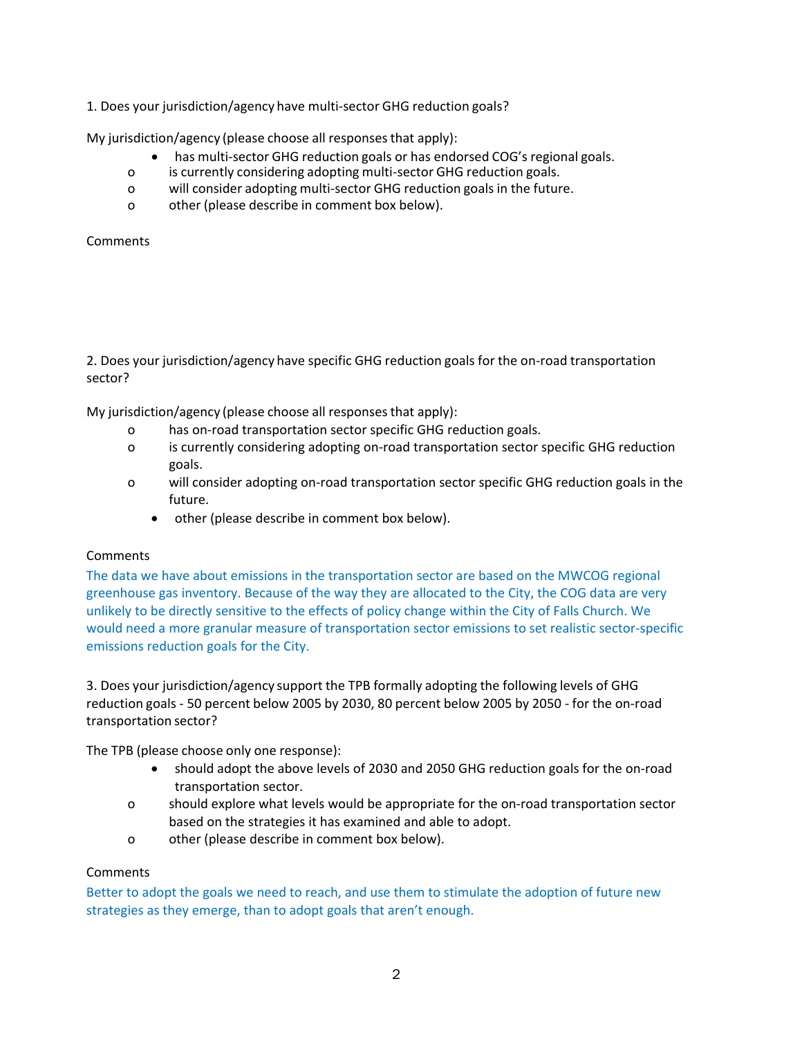1. Does your jurisdiction/agency have multi-sector GHG reduction goals?

My jurisdiction/agency (please choose all responses that apply):

- • has multi-sector GHG reduction goals or has endorsed COG's regional goals.
- o is currently considering adopting multi-sector GHG reduction goals.
- o will consider adopting multi-sector GHG reduction goals in the future.
- o other (please describe in comment box below).

Comments

2. Does your jurisdiction/agency have specific GHG reduction goals for the on-road transportation sector?

My jurisdiction/agency (please choose all responses that apply):

- o has on-road transportation sector specific GHG reduction goals.
- o is currently considering adopting on-road transportation sector specific GHG reduction goals.
- o will consider adopting on-road transportation sector specific GHG reduction goals in the future.
- • other (please describe in comment box below).

Comments

The data we have about emissions in the transportation sector are based on the MWCOG regional greenhouse gas inventory. Because of the way they are allocated to the City, the COG data are very unlikely to be directly sensitive to the effects of policy change within the City of Falls Church. We would need a more granular measure of transportation sector emissions to set realistic sector-specific emissions reduction goals for the City.

3. Does your jurisdiction/agency support the TPB formally adopting the following levels of GHG reduction goals - 50 percent below 2005 by 2030, 80 percent below 2005 by 2050 - for the on-road transportation sector?

The TPB (please choose only one response):

- • should adopt the above levels of 2030 and 2050 GHG reduction goals for the on-road transportation sector.
- o should explore what levels would be appropriate for the on-road transportation sector based on the strategies it has examined and able to adopt.
- o other (please describe in comment box below).

Comments

Better to adopt the goals we need to reach, and use them to stimulate the adoption of future new strategies as they emerge, than to adopt goals that aren't enough.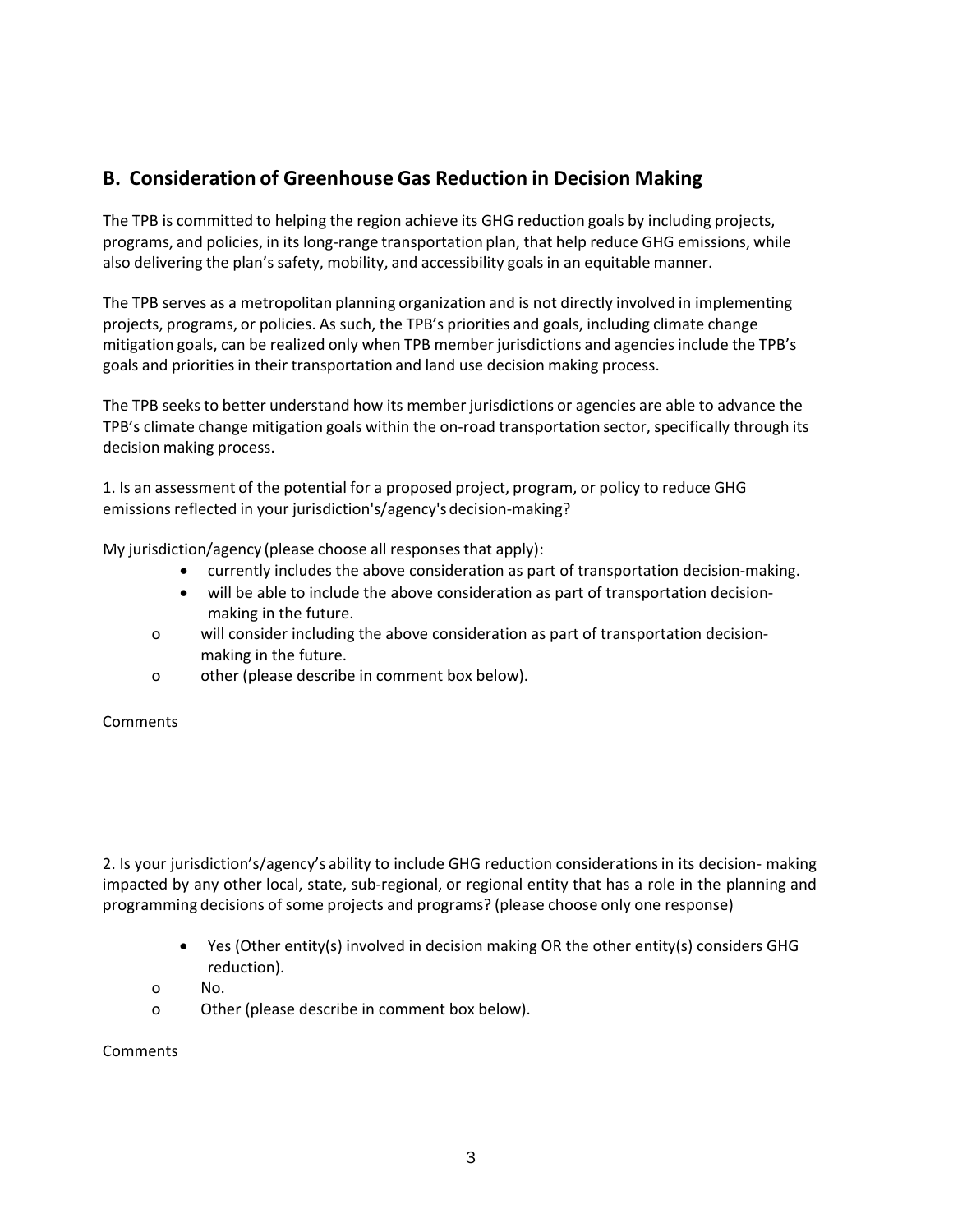## B. Consideration of Greenhouse Gas Reduction in Decision Making

The TPB is committed to helping the region achieve its GHG reduction goals by including projects, programs, and policies, in its long-range transportation plan, that help reduce GHG emissions, while also delivering the plan's safety, mobility, and accessibility goals in an equitable manner.

The TPB serves as a metropolitan planning organization and is not directly involved in implementing projects, programs, or policies. As such, the TPB's priorities and goals, including climate change mitigation goals, can be realized only when TPB member jurisdictions and agencies include the TPB's goals and priorities in their transportation and land use decision making process.

The TPB seeks to better understand how its member jurisdictions or agencies are able to advance the TPB's climate change mitigation goals within the on-road transportation sector, specifically through its decision making process.

1. Is an assessment of the potential for a proposed project, program, or policy to reduce GHG emissions reflected in your jurisdiction's/agency's decision-making?

My jurisdiction/agency (please choose all responses that apply):

- currently includes the above consideration as part of transportation decision-making.
- will be able to include the above consideration as part of transportation decision-making in the future.
- o will consider including the above consideration as part of transportation decision-making in the future.
- o other (please describe in comment box below).

Comments

2. Is your jurisdiction's/agency's ability to include GHG reduction considerations in its decision- making impacted by any other local, state, sub-regional, or regional entity that has a role in the planning and programming decisions of some projects and programs? (please choose only one response)

- Yes (Other entity(s) involved in decision making OR the other entity(s) considers GHG reduction).
- o No.
- o Other (please describe in comment box below).

Comments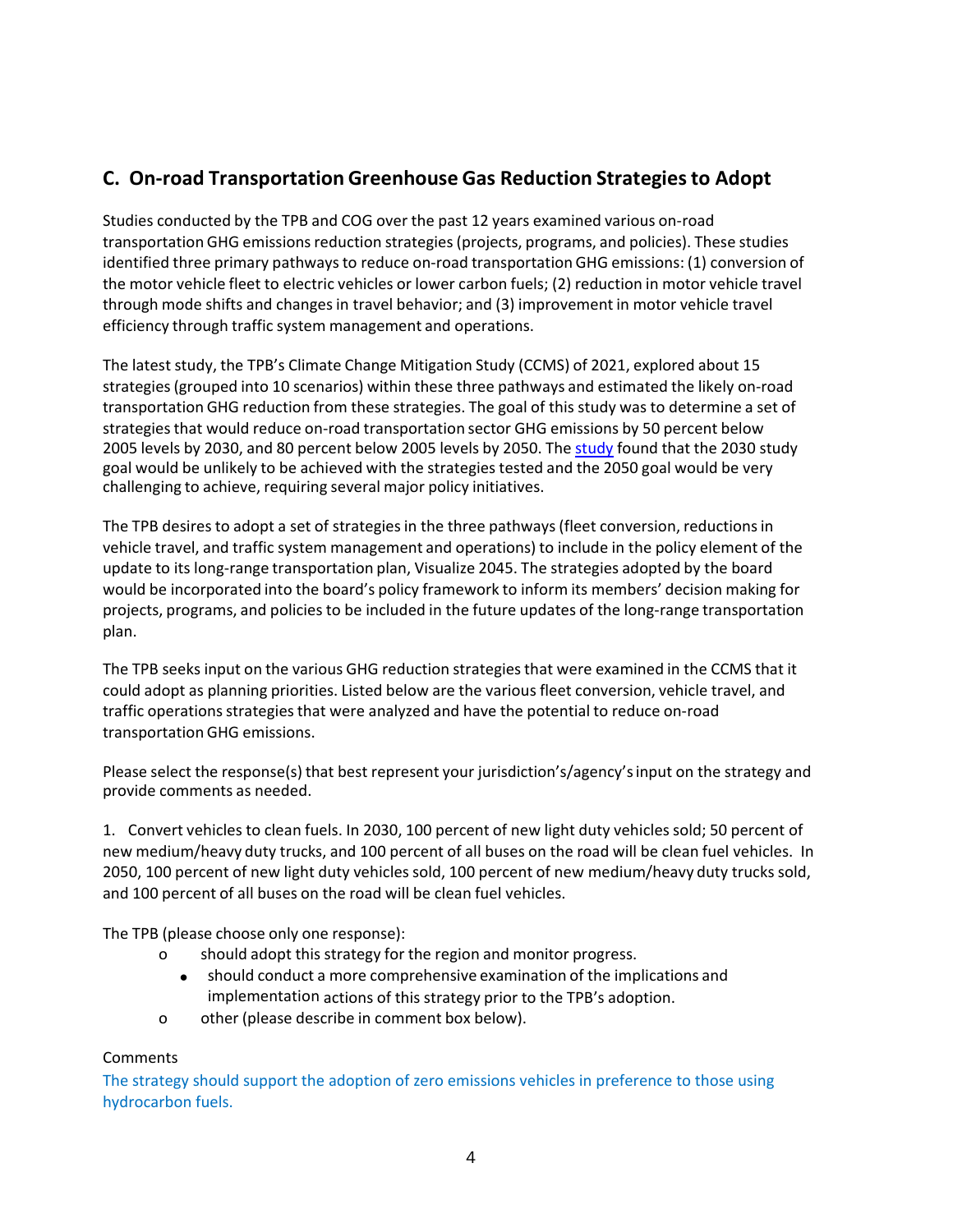## C. On-road Transportation Greenhouse Gas Reduction Strategies to Adopt

Studies conducted by the TPB and COG over the past 12 years examined various on-road transportation GHG emissions reduction strategies (projects, programs, and policies). These studies identified three primary pathways to reduce on-road transportation GHG emissions: (1) conversion of the motor vehicle fleet to electric vehicles or lower carbon fuels; (2) reduction in motor vehicle travel through mode shifts and changes in travel behavior; and (3) improvement in motor vehicle travel efficiency through traffic system management and operations.

The latest study, the TPB's Climate Change Mitigation Study (CCMS) of 2021, explored about 15 strategies (grouped into 10 scenarios) within these three pathways and estimated the likely on-road transportation GHG reduction from these strategies. The goal of this study was to determine a set of strategies that would reduce on-road transportation sector GHG emissions by 50 percent below 2005 levels by 2030, and 80 percent below 2005 levels by 2050. The study found that the 2030 study goal would be unlikely to be achieved with the strategies tested and the 2050 goal would be very challenging to achieve, requiring several major policy initiatives.

The TPB desires to adopt a set of strategies in the three pathways (fleet conversion, reductions in vehicle travel, and traffic system management and operations) to include in the policy element of the update to its long-range transportation plan, Visualize 2045. The strategies adopted by the board would be incorporated into the board's policy framework to inform its members' decision making for projects, programs, and policies to be included in the future updates of the long-range transportation plan.

The TPB seeks input on the various GHG reduction strategies that were examined in the CCMS that it could adopt as planning priorities. Listed below are the various fleet conversion, vehicle travel, and traffic operations strategies that were analyzed and have the potential to reduce on-road transportation GHG emissions.

Please select the response(s) that best represent your jurisdiction's/agency's input on the strategy and provide comments as needed.

1. Convert vehicles to clean fuels. In 2030, 100 percent of new light duty vehicles sold; 50 percent of new medium/heavy duty trucks, and 100 percent of all buses on the road will be clean fuel vehicles. In 2050, 100 percent of new light duty vehicles sold, 100 percent of new medium/heavy duty trucks sold, and 100 percent of all buses on the road will be clean fuel vehicles.

The TPB (please choose only one response):

- o should adopt this strategy for the region and monitor progress.
- ● should conduct a more comprehensive examination of the implications and implementation actions of this strategy prior to the TPB's adoption.
- o other (please describe in comment box below).

Comments

The strategy should support the adoption of zero emissions vehicles in preference to those using hydrocarbon fuels.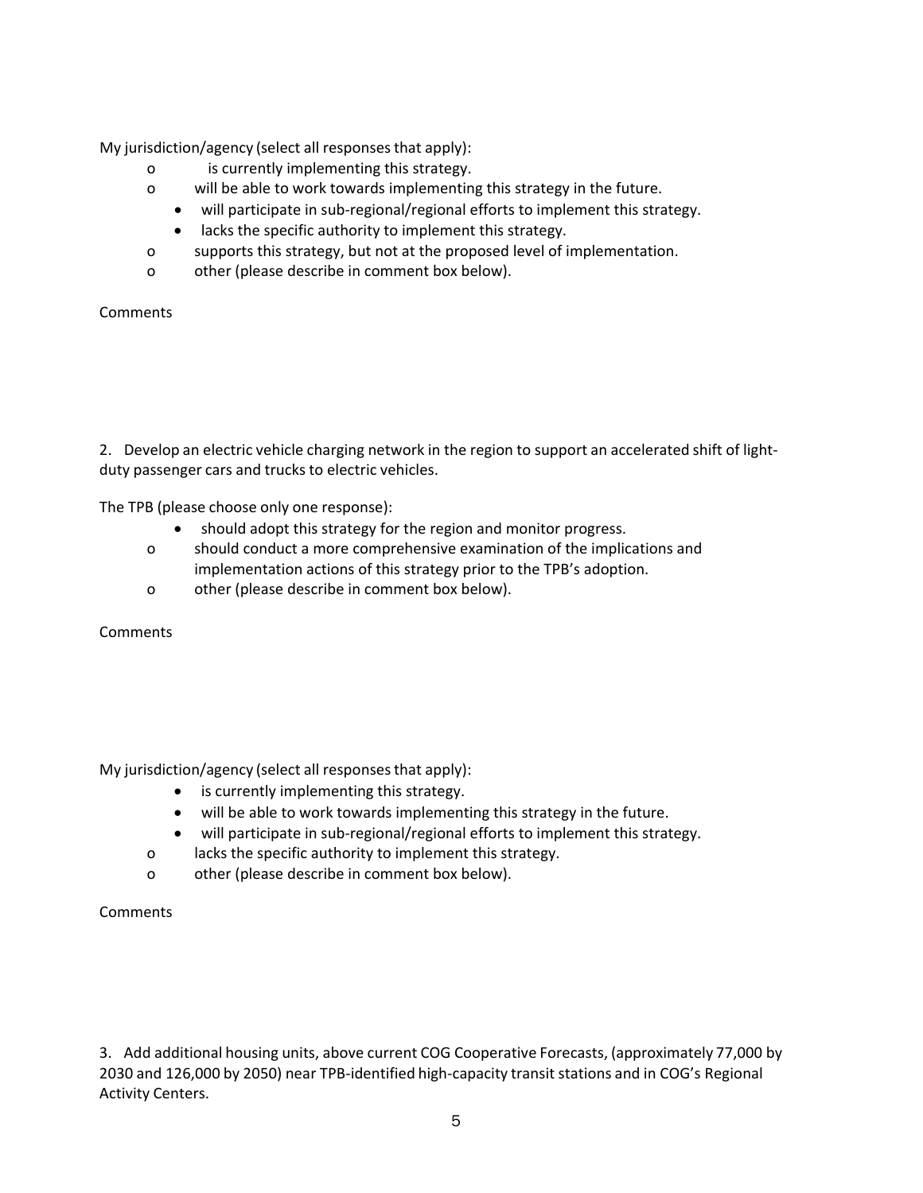My jurisdiction/agency (select all responses that apply):

- o is currently implementing this strategy.
- o will be able to work towards implementing this strategy in the future.
- • will participate in sub-regional/regional efforts to implement this strategy.
- • lacks the specific authority to implement this strategy.
- o supports this strategy, but not at the proposed level of implementation.
- o other (please describe in comment box below).

Comments

2. Develop an electric vehicle charging network in the region to support an accelerated shift of light-duty passenger cars and trucks to electric vehicles.

The TPB (please choose only one response):

- • should adopt this strategy for the region and monitor progress.
- o should conduct a more comprehensive examination of the implications and implementation actions of this strategy prior to the TPB's adoption.
- o other (please describe in comment box below).

Comments

My jurisdiction/agency (select all responses that apply):

- • is currently implementing this strategy.
- • will be able to work towards implementing this strategy in the future.
- • will participate in sub-regional/regional efforts to implement this strategy.
- o lacks the specific authority to implement this strategy.
- o other (please describe in comment box below).

Comments

3. Add additional housing units, above current COG Cooperative Forecasts, (approximately 77,000 by 2030 and 126,000 by 2050) near TPB-identified high-capacity transit stations and in COG's Regional Activity Centers.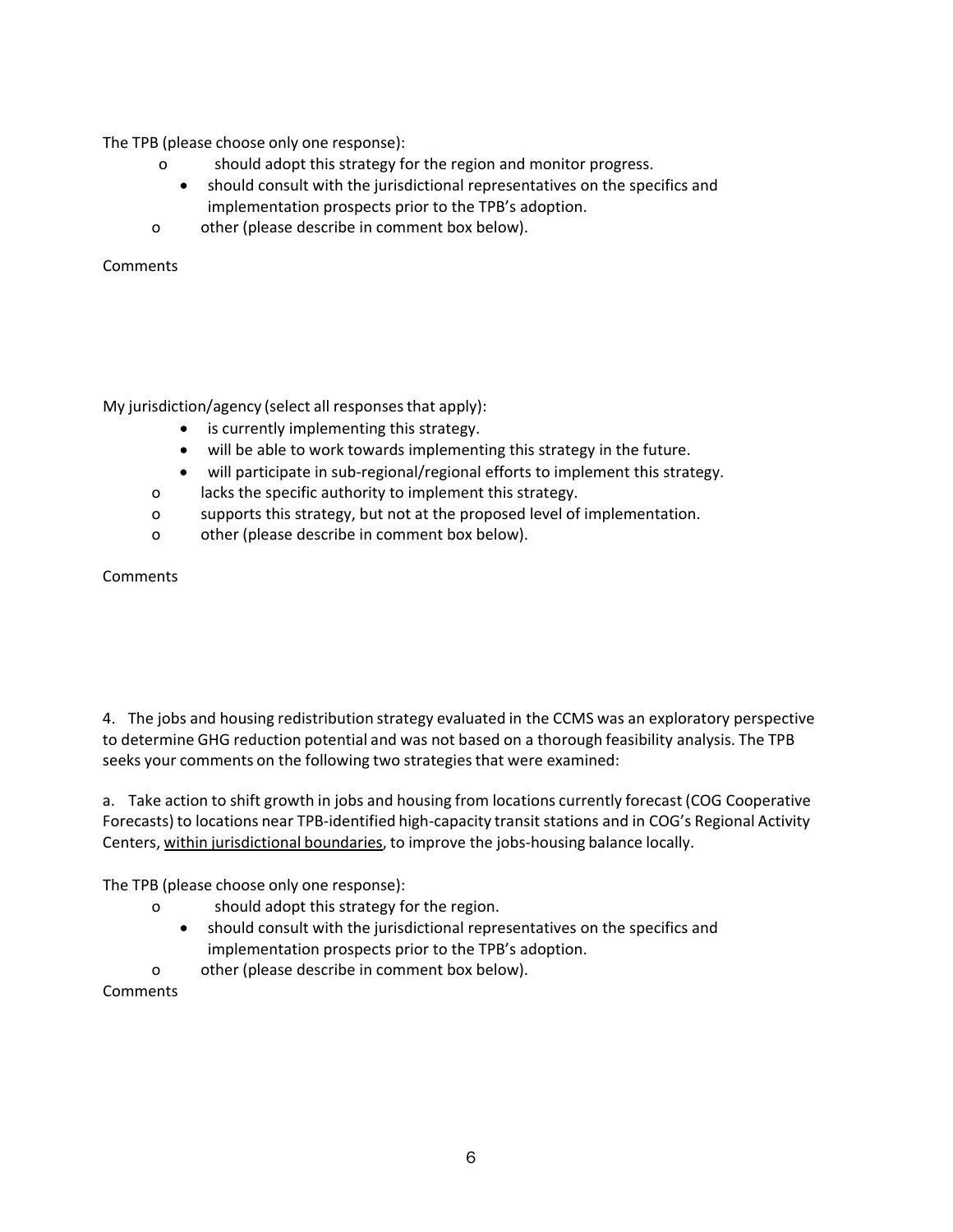The TPB (please choose only one response):

- o should adopt this strategy for the region and monitor progress.
- • should consult with the jurisdictional representatives on the specifics and implementation prospects prior to the TPB's adoption.
- o other (please describe in comment box below).

Comments

My jurisdiction/agency (select all responses that apply):

- • is currently implementing this strategy.
- • will be able to work towards implementing this strategy in the future.
- • will participate in sub-regional/regional efforts to implement this strategy.
- o lacks the specific authority to implement this strategy.
- o supports this strategy, but not at the proposed level of implementation.
- o other (please describe in comment box below).

Comments

4. The jobs and housing redistribution strategy evaluated in the CCMS was an exploratory perspective to determine GHG reduction potential and was not based on a thorough feasibility analysis. The TPB seeks your comments on the following two strategies that were examined:

a. Take action to shift growth in jobs and housing from locations currently forecast (COG Cooperative Forecasts) to locations near TPB-identified high-capacity transit stations and in COG's Regional Activity Centers, <u>within jurisdictional boundaries</u>, to improve the jobs-housing balance locally.

The TPB (please choose only one response):

- o should adopt this strategy for the region.
- • should consult with the jurisdictional representatives on the specifics and implementation prospects prior to the TPB's adoption.
- o other (please describe in comment box below).

Comments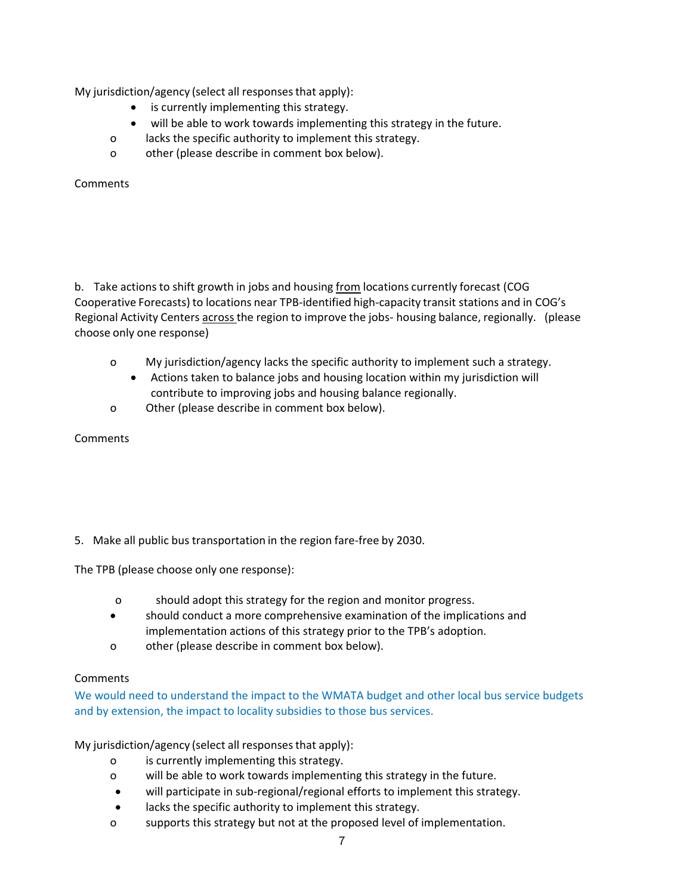My jurisdiction/agency (select all responses that apply):

- is currently implementing this strategy.
- will be able to work towards implementing this strategy in the future.
- o lacks the specific authority to implement this strategy.
- o other (please describe in comment box below).

Comments

b. Take actions to shift growth in jobs and housing <u>from</u> locations currently forecast (COG Cooperative Forecasts) to locations near TPB-identified high-capacity transit stations and in COG's Regional Activity Centers <u>across</u> the region to improve the jobs- housing balance, regionally. (please choose only one response)

- o My jurisdiction/agency lacks the specific authority to implement such a strategy.
- Actions taken to balance jobs and housing location within my jurisdiction will contribute to improving jobs and housing balance regionally.
- o Other (please describe in comment box below).

Comments

5. Make all public bus transportation in the region fare-free by 2030.

The TPB (please choose only one response):

- o should adopt this strategy for the region and monitor progress.
- should conduct a more comprehensive examination of the implications and implementation actions of this strategy prior to the TPB's adoption.
- o other (please describe in comment box below).

Comments

We would need to understand the impact to the WMATA budget and other local bus service budgets and by extension, the impact to locality subsidies to those bus services.

My jurisdiction/agency (select all responses that apply):

- o is currently implementing this strategy.
- o will be able to work towards implementing this strategy in the future.
- will participate in sub-regional/regional efforts to implement this strategy.
- lacks the specific authority to implement this strategy.
- o supports this strategy but not at the proposed level of implementation.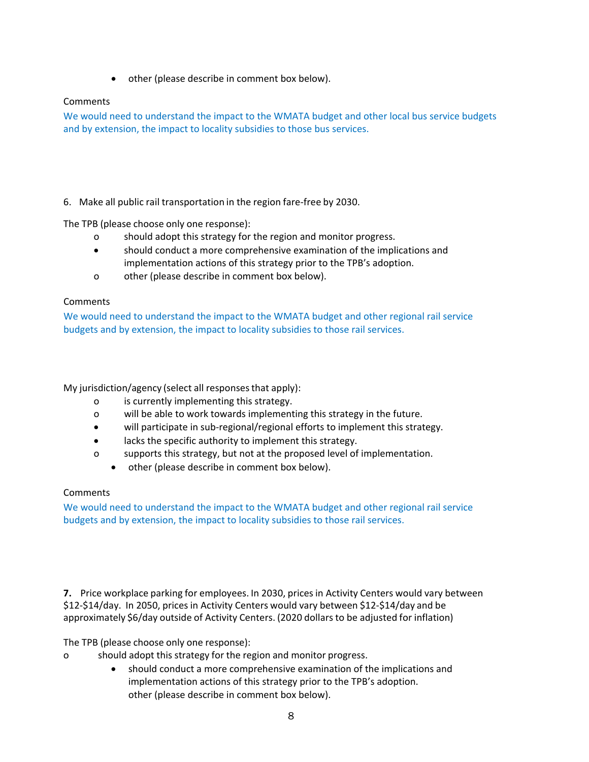- other (please describe in comment box below).

Comments

We would need to understand the impact to the WMATA budget and other local bus service budgets and by extension, the impact to locality subsidies to those bus services.

6. Make all public rail transportation in the region fare-free by 2030.

The TPB (please choose only one response):

- o should adopt this strategy for the region and monitor progress.
- • should conduct a more comprehensive examination of the implications and implementation actions of this strategy prior to the TPB's adoption.
- o other (please describe in comment box below).

Comments

We would need to understand the impact to the WMATA budget and other regional rail service budgets and by extension, the impact to locality subsidies to those rail services.

My jurisdiction/agency (select all responses that apply):

- o is currently implementing this strategy.
- o will be able to work towards implementing this strategy in the future.
- • will participate in sub-regional/regional efforts to implement this strategy.
- • lacks the specific authority to implement this strategy.
- o supports this strategy, but not at the proposed level of implementation.
- • other (please describe in comment box below).

Comments

We would need to understand the impact to the WMATA budget and other regional rail service budgets and by extension, the impact to locality subsidies to those rail services.

**7.** Price workplace parking for employees. In 2030, prices in Activity Centers would vary between $12-$14/day. In 2050, prices in Activity Centers would vary between $12-$14/day and be approximately $6/day outside of Activity Centers. (2020 dollars to be adjusted for inflation)

The TPB (please choose only one response):

- o should adopt this strategy for the region and monitor progress.
- • should conduct a more comprehensive examination of the implications and implementation actions of this strategy prior to the TPB's adoption.
- other (please describe in comment box below).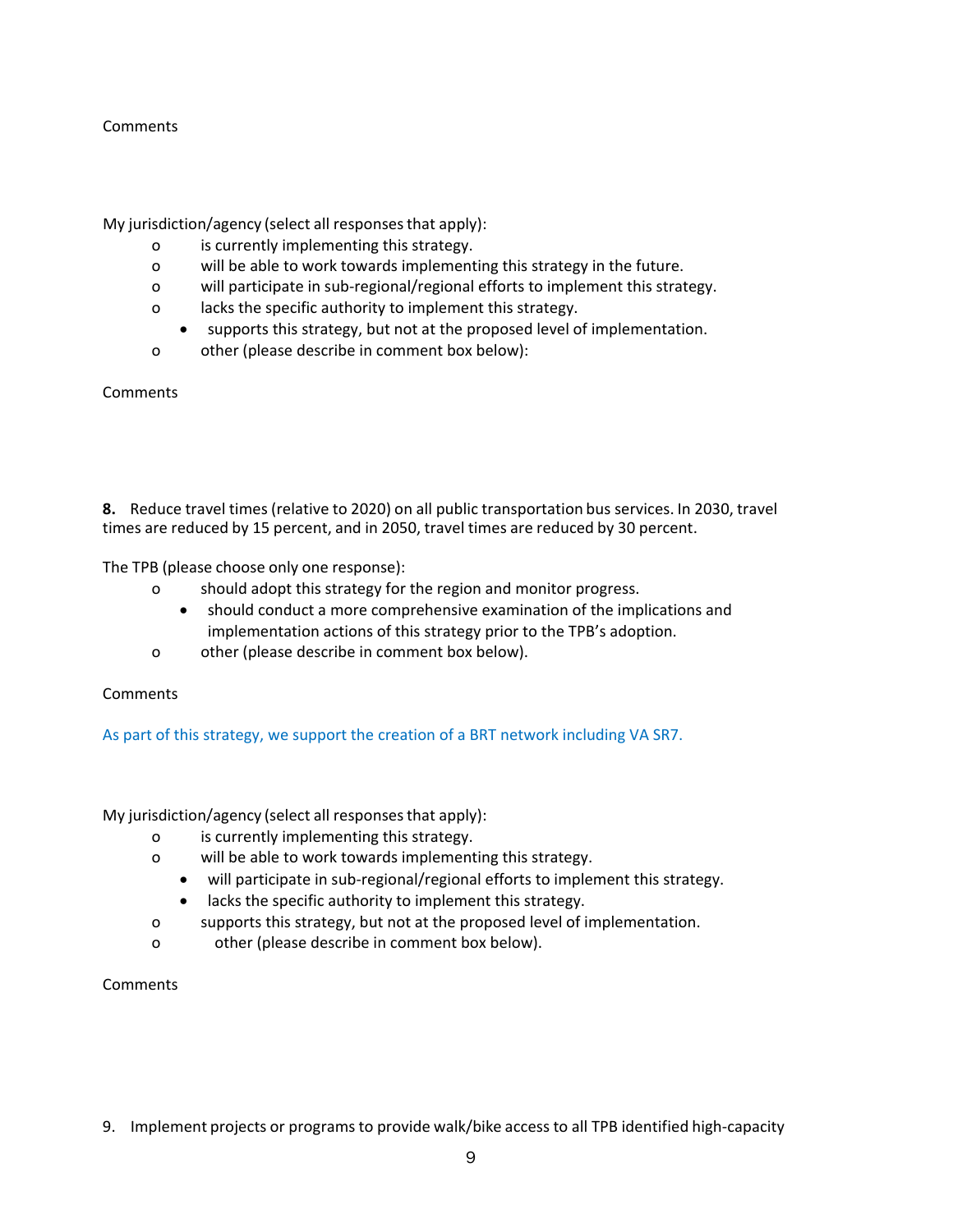Comments

My jurisdiction/agency (select all responses that apply):

- o is currently implementing this strategy.
- o will be able to work towards implementing this strategy in the future.
- o will participate in sub-regional/regional efforts to implement this strategy.
- o lacks the specific authority to implement this strategy.
- • supports this strategy, but not at the proposed level of implementation.
- o other (please describe in comment box below):

Comments

**8.** Reduce travel times (relative to 2020) on all public transportation bus services. In 2030, travel times are reduced by 15 percent, and in 2050, travel times are reduced by 30 percent.

The TPB (please choose only one response):

- o should adopt this strategy for the region and monitor progress.
- • should conduct a more comprehensive examination of the implications and implementation actions of this strategy prior to the TPB's adoption.
- o other (please describe in comment box below).

Comments

As part of this strategy, we support the creation of a BRT network including VA SR7.

My jurisdiction/agency (select all responses that apply):

- o is currently implementing this strategy.
- o will be able to work towards implementing this strategy.
- • will participate in sub-regional/regional efforts to implement this strategy.
- • lacks the specific authority to implement this strategy.
- o supports this strategy, but not at the proposed level of implementation.
- o other (please describe in comment box below).

Comments

9. Implement projects or programs to provide walk/bike access to all TPB identified high-capacity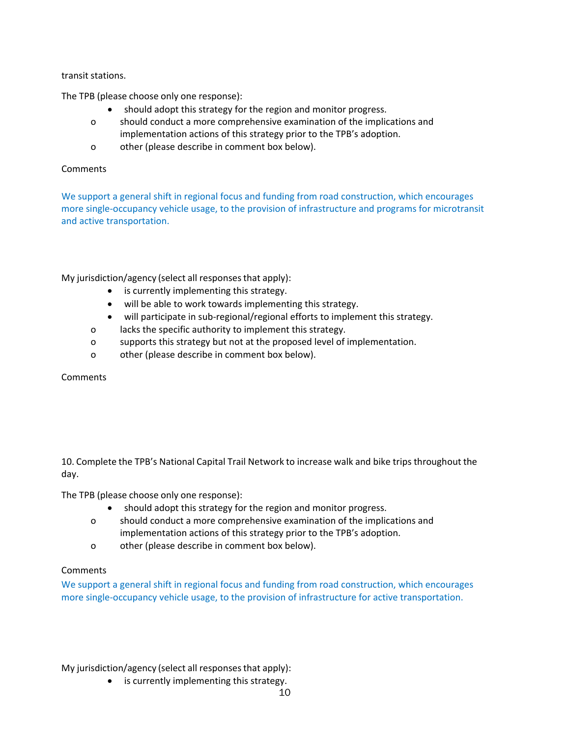transit stations.

The TPB (please choose only one response):

- should adopt this strategy for the region and monitor progress.
- o should conduct a more comprehensive examination of the implications and implementation actions of this strategy prior to the TPB's adoption.
- o other (please describe in comment box below).

Comments

We support a general shift in regional focus and funding from road construction, which encourages more single-occupancy vehicle usage, to the provision of infrastructure and programs for microtransit and active transportation.

My jurisdiction/agency (select all responses that apply):

- is currently implementing this strategy.
- will be able to work towards implementing this strategy.
- will participate in sub-regional/regional efforts to implement this strategy.
- o lacks the specific authority to implement this strategy.
- o supports this strategy but not at the proposed level of implementation.
- o other (please describe in comment box below).

Comments

10. Complete the TPB's National Capital Trail Network to increase walk and bike trips throughout the day.

The TPB (please choose only one response):

- should adopt this strategy for the region and monitor progress.
- o should conduct a more comprehensive examination of the implications and implementation actions of this strategy prior to the TPB's adoption.
- o other (please describe in comment box below).

Comments

We support a general shift in regional focus and funding from road construction, which encourages more single-occupancy vehicle usage, to the provision of infrastructure for active transportation.

My jurisdiction/agency (select all responses that apply):

- is currently implementing this strategy.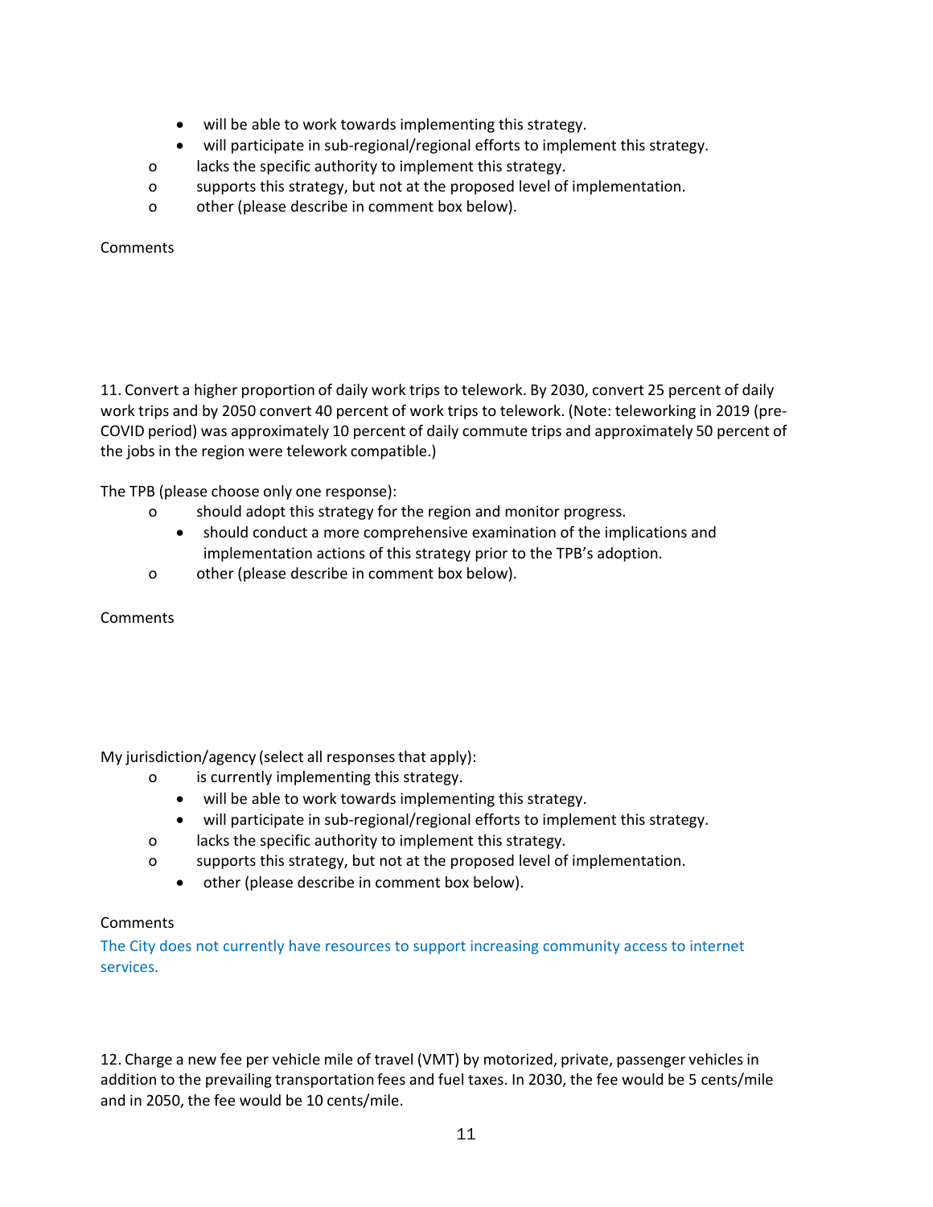- will be able to work towards implementing this strategy.
- will participate in sub-regional/regional efforts to implement this strategy.

o lacks the specific authority to implement this strategy.
o supports this strategy, but not at the proposed level of implementation.
o other (please describe in comment box below).

Comments

11. Convert a higher proportion of daily work trips to telework. By 2030, convert 25 percent of daily work trips and by 2050 convert 40 percent of work trips to telework. (Note: teleworking in 2019 (pre-COVID period) was approximately 10 percent of daily commute trips and approximately 50 percent of the jobs in the region were telework compatible.)

The TPB (please choose only one response):

o should adopt this strategy for the region and monitor progress.
- should conduct a more comprehensive examination of the implications and implementation actions of this strategy prior to the TPB's adoption.

o other (please describe in comment box below).

Comments

My jurisdiction/agency (select all responses that apply):

o is currently implementing this strategy.
- will be able to work towards implementing this strategy.
- will participate in sub-regional/regional efforts to implement this strategy.

o lacks the specific authority to implement this strategy.
o supports this strategy, but not at the proposed level of implementation.
- other (please describe in comment box below).

Comments

The City does not currently have resources to support increasing community access to internet services.

12. Charge a new fee per vehicle mile of travel (VMT) by motorized, private, passenger vehicles in addition to the prevailing transportation fees and fuel taxes. In 2030, the fee would be 5 cents/mile and in 2050, the fee would be 10 cents/mile.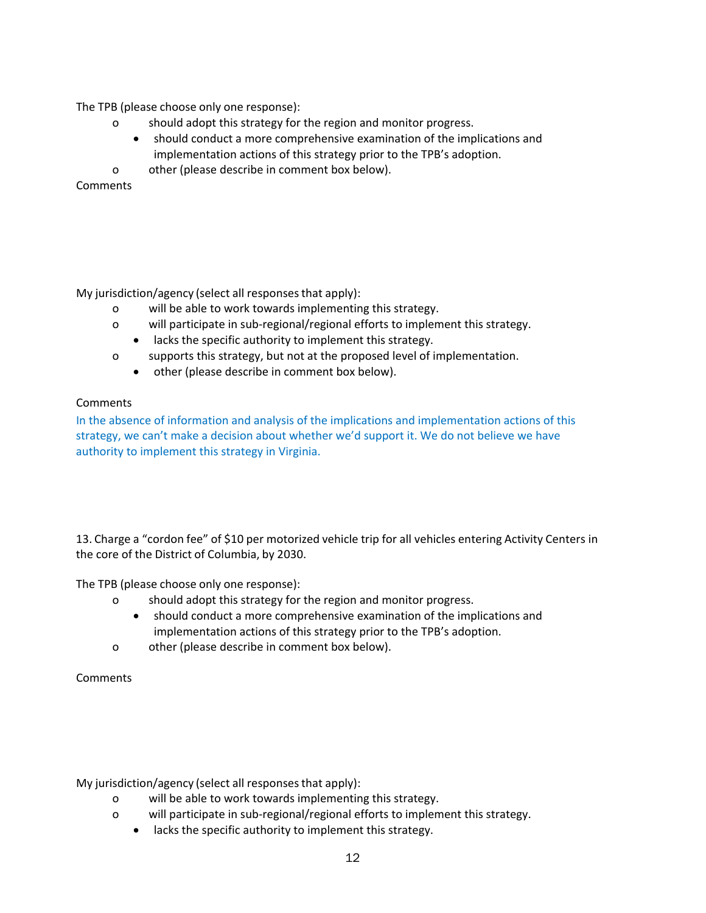The TPB (please choose only one response):

- o should adopt this strategy for the region and monitor progress.
- • should conduct a more comprehensive examination of the implications and implementation actions of this strategy prior to the TPB's adoption.
- o other (please describe in comment box below).

Comments

My jurisdiction/agency (select all responses that apply):

- o will be able to work towards implementing this strategy.
- o will participate in sub-regional/regional efforts to implement this strategy.
- • lacks the specific authority to implement this strategy.
- o supports this strategy, but not at the proposed level of implementation.
- • other (please describe in comment box below).

Comments

In the absence of information and analysis of the implications and implementation actions of this strategy, we can't make a decision about whether we'd support it. We do not believe we have authority to implement this strategy in Virginia.

13. Charge a "cordon fee" of $10 per motorized vehicle trip for all vehicles entering Activity Centers in the core of the District of Columbia, by 2030.

The TPB (please choose only one response):

- o should adopt this strategy for the region and monitor progress.
- • should conduct a more comprehensive examination of the implications and implementation actions of this strategy prior to the TPB's adoption.
- o other (please describe in comment box below).

Comments

My jurisdiction/agency (select all responses that apply):

- o will be able to work towards implementing this strategy.
- o will participate in sub-regional/regional efforts to implement this strategy.
- • lacks the specific authority to implement this strategy.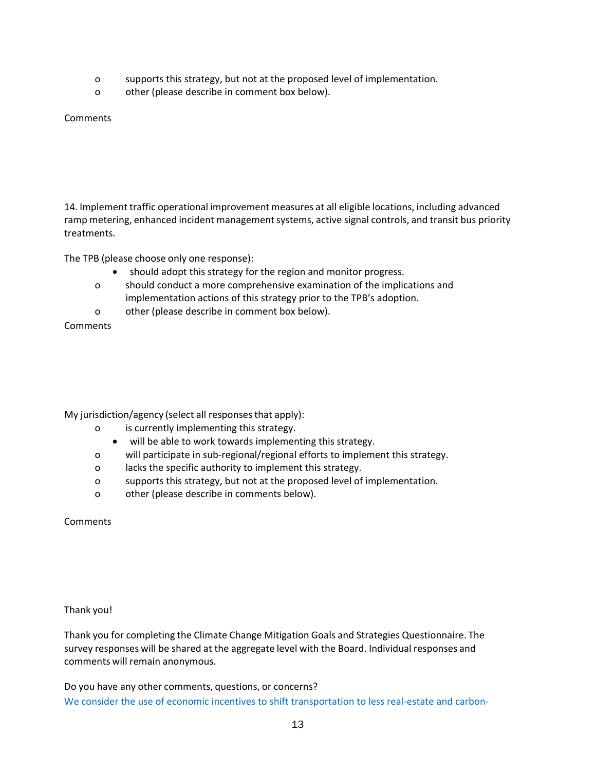- o supports this strategy, but not at the proposed level of implementation.
- o other (please describe in comment box below).

Comments

14. Implement traffic operational improvement measures at all eligible locations, including advanced ramp metering, enhanced incident management systems, active signal controls, and transit bus priority treatments.

The TPB (please choose only one response):

- • should adopt this strategy for the region and monitor progress.
- o should conduct a more comprehensive examination of the implications and implementation actions of this strategy prior to the TPB's adoption.
- o other (please describe in comment box below).

Comments

My jurisdiction/agency (select all responses that apply):

- o is currently implementing this strategy.
- • will be able to work towards implementing this strategy.
- o will participate in sub-regional/regional efforts to implement this strategy.
- o lacks the specific authority to implement this strategy.
- o supports this strategy, but not at the proposed level of implementation.
- o other (please describe in comments below).

Comments

Thank you!

Thank you for completing the Climate Change Mitigation Goals and Strategies Questionnaire. The survey responses will be shared at the aggregate level with the Board. Individual responses and comments will remain anonymous.

Do you have any other comments, questions, or concerns?

We consider the use of economic incentives to shift transportation to less real-estate and carbon-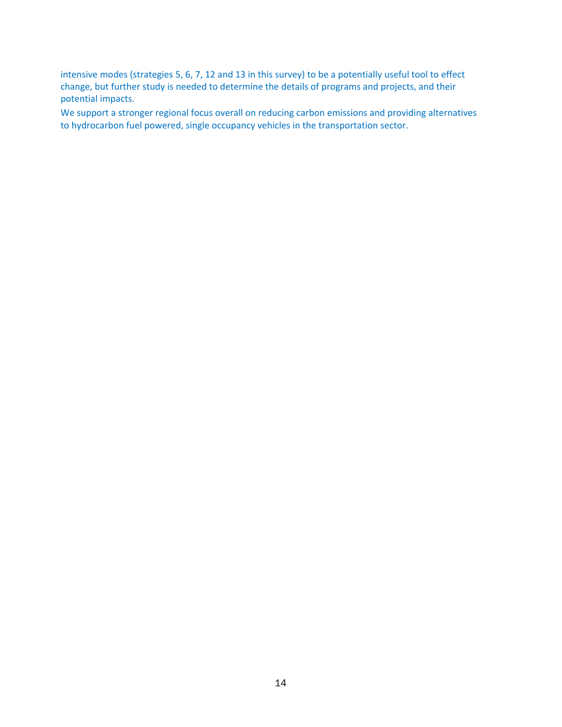intensive modes (strategies 5, 6, 7, 12 and 13 in this survey) to be a potentially useful tool to effect change, but further study is needed to determine the details of programs and projects, and their potential impacts.

We support a stronger regional focus overall on reducing carbon emissions and providing alternatives to hydrocarbon fuel powered, single occupancy vehicles in the transportation sector.